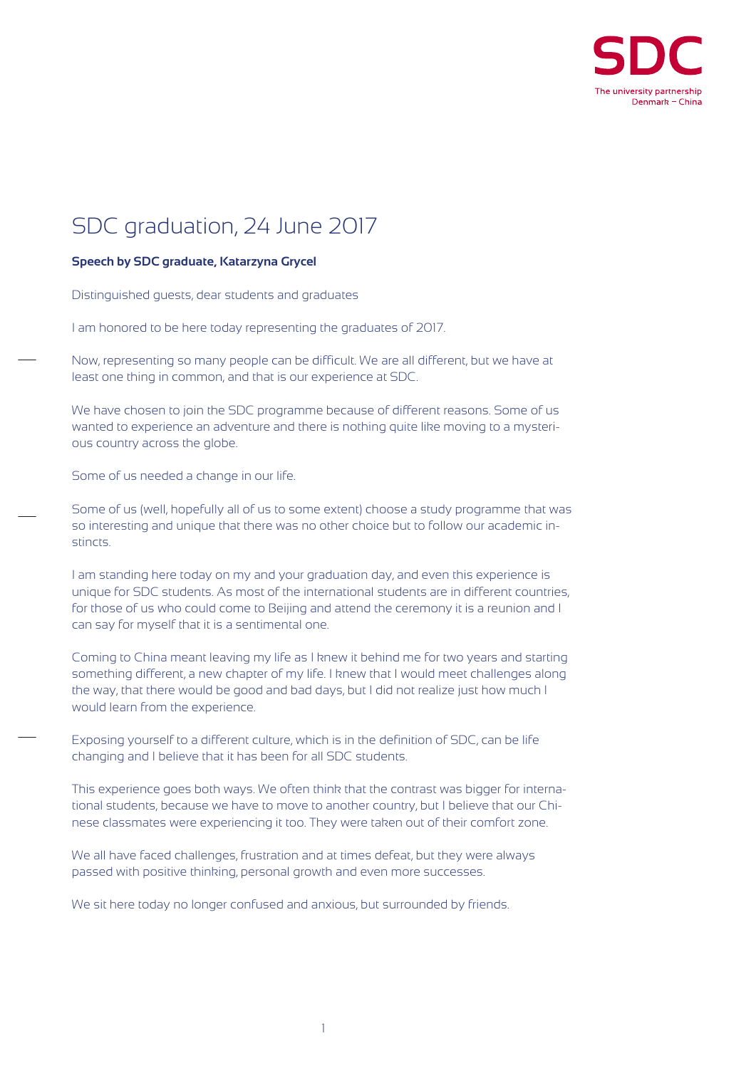# SDC graduation, 24 June 2017

**Speech by SDC graduate, Katarzyna Grycel**

Distinguished guests, dear students and graduates

I am honored to be here today representing the graduates of 2017.

Now, representing so many people can be difficult. We are all different, but we have at least one thing in common, and that is our experience at SDC.

We have chosen to join the SDC programme because of different reasons. Some of us wanted to experience an adventure and there is nothing quite like moving to a mysterious country across the globe.

Some of us needed a change in our life.

Some of us (well, hopefully all of us to some extent) choose a study programme that was so interesting and unique that there was no other choice but to follow our academic instincts.

I am standing here today on my and your graduation day, and even this experience is unique for SDC students. As most of the international students are in different countries, for those of us who could come to Beijing and attend the ceremony it is a reunion and I can say for myself that it is a sentimental one.

Coming to China meant leaving my life as I knew it behind me for two years and starting something different, a new chapter of my life. I knew that I would meet challenges along the way, that there would be good and bad days, but I did not realize just how much I would learn from the experience.

Exposing yourself to a different culture, which is in the definition of SDC, can be life changing and I believe that it has been for all SDC students.

This experience goes both ways. We often think that the contrast was bigger for international students, because we have to move to another country, but I believe that our Chinese classmates were experiencing it too. They were taken out of their comfort zone.

We all have faced challenges, frustration and at times defeat, but they were always passed with positive thinking, personal growth and even more successes.

We sit here today no longer confused and anxious, but surrounded by friends.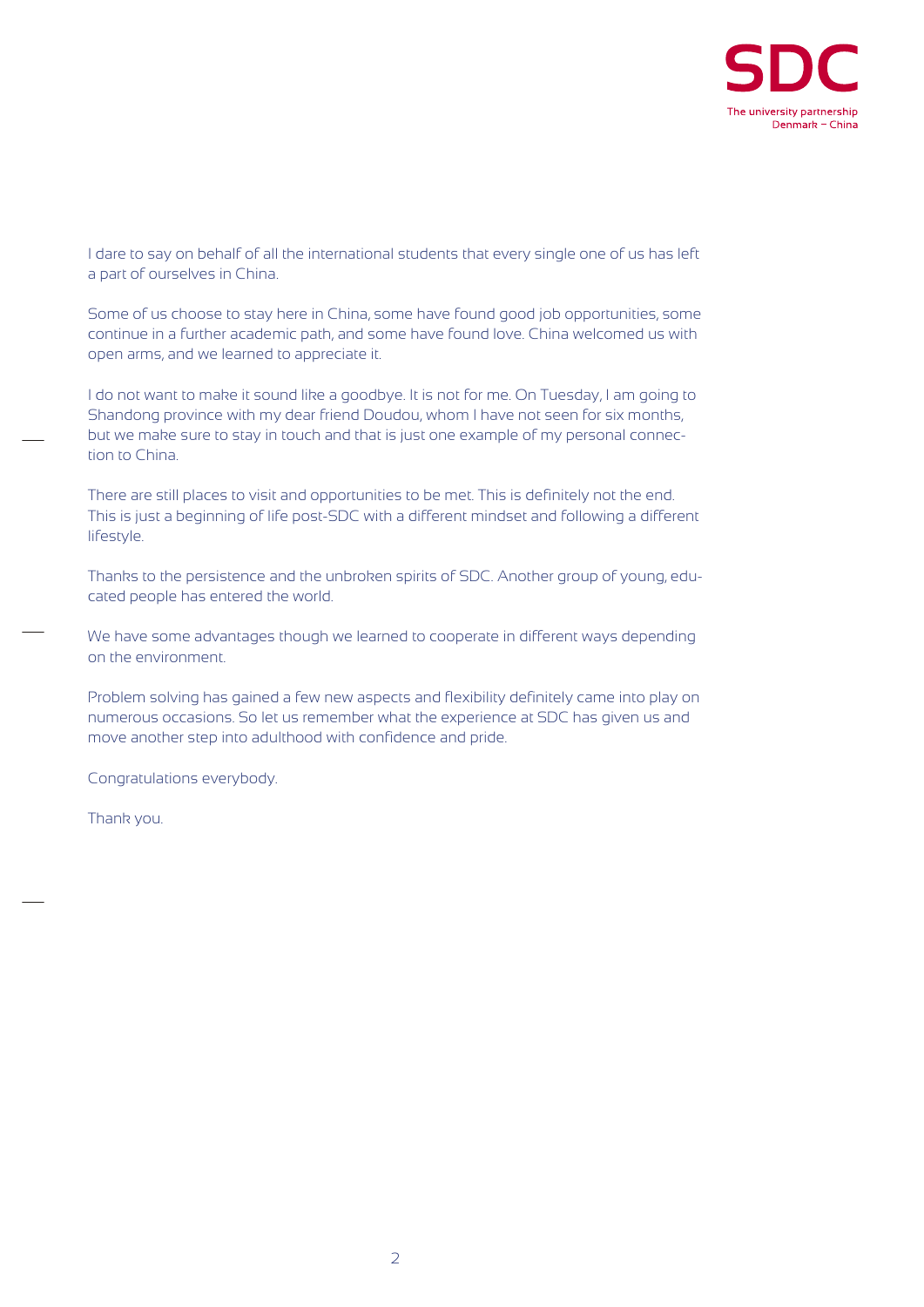I dare to say on behalf of all the international students that every single one of us has left a part of ourselves in China.

Some of us choose to stay here in China, some have found good job opportunities, some continue in a further academic path, and some have found love. China welcomed us with open arms, and we learned to appreciate it.

I do not want to make it sound like a goodbye. It is not for me. On Tuesday, I am going to Shandong province with my dear friend Doudou, whom I have not seen for six months, but we make sure to stay in touch and that is just one example of my personal connection to China.

There are still places to visit and opportunities to be met. This is definitely not the end. This is just a beginning of life post-SDC with a different mindset and following a different lifestyle.

Thanks to the persistence and the unbroken spirits of SDC. Another group of young, educated people has entered the world.

We have some advantages though we learned to cooperate in different ways depending on the environment.

Problem solving has gained a few new aspects and flexibility definitely came into play on numerous occasions. So let us remember what the experience at SDC has given us and move another step into adulthood with confidence and pride.

Congratulations everybody.

Thank you.